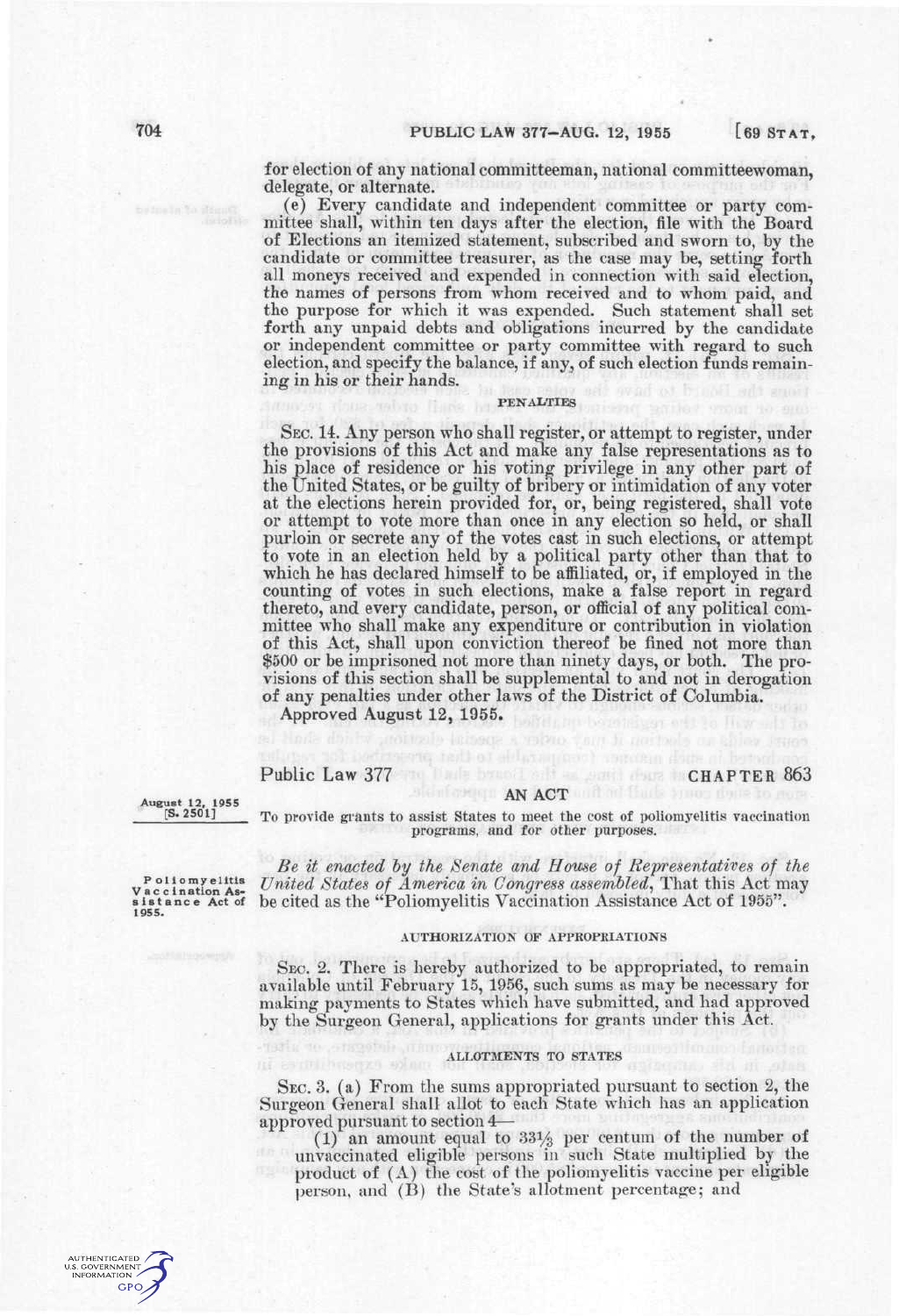for election of any national committeeman, national committeewoman, delegate, or alternate.

(e) Every candidate and independent committee or party committee shall, within ten days after the election, file with the Board of Elections an itemized statement, subscribed and sworn to, by the candidate or committee treasurer, as the case may be, setting forth all moneys received and expended in connection with said election, the names of persons from whom received and to whom paid, and the purpose for which it was expended. Such statement shall set forth any unpaid debts and obligations incurred by the candidate or independent committee or party committee with regard to such election, and specify the balance, if any, of such election funds remaining in his or their hands.

PENALTIES

SEC. 14. Any person who shall register, or attempt to register, under the provisions of this Act and make any false representations as to his place of residence or his voting privilege in any other part of the United States, or be guilty of bribery or intimidation of any voter at the elections herein provided for, or, being registered, shall vote or attempt to vote more than once in any election so held, or shall purloin or secrete any of the votes cast in such elections, or attempt to vote in an election held by a political party other than that to which he has declared himself to be affiliated, or, if employed in the counting of votes in such elections, make a false report in regard thereto, and every candidate, person, or official of any political committee who shall make any expenditure or contribution in violation of this Act, shall upon conviction thereof be fined not more than $500 or be imprisoned not more than ninety days, or both. The provisions of this section shall be supplemental to and not in derogation of any penalties under other laws of the District of Columbia.

Approved August 12, 1955.

Public Law 377 — CHAPTER 863

August 12, 1955
[S. 2501]

AN ACT

To provide grants to assist States to meet the cost of poliomyelitis vaccination programs, and for other purposes.

Poliomyelitis Vaccination Assistance Act of 1955.

*Be it enacted by the Senate and House of Representatives of the United States of America in Congress assembled*, That this Act may be cited as the "Poliomyelitis Vaccination Assistance Act of 1955".

AUTHORIZATION OF APPROPRIATIONS

SEC. 2. There is hereby authorized to be appropriated, to remain available until February 15, 1956, such sums as may be necessary for making payments to States which have submitted, and had approved by the Surgeon General, applications for grants under this Act.

ALLOTMENTS TO STATES

SEC. 3. (a) From the sums appropriated pursuant to section 2, the Surgeon General shall allot to each State which has an application approved pursuant to section 4—

(1) an amount equal to 33⅓ per centum of the number of unvaccinated eligible persons in such State multiplied by the product of (A) the cost of the poliomyelitis vaccine per eligible person, and (B) the State's allotment percentage; and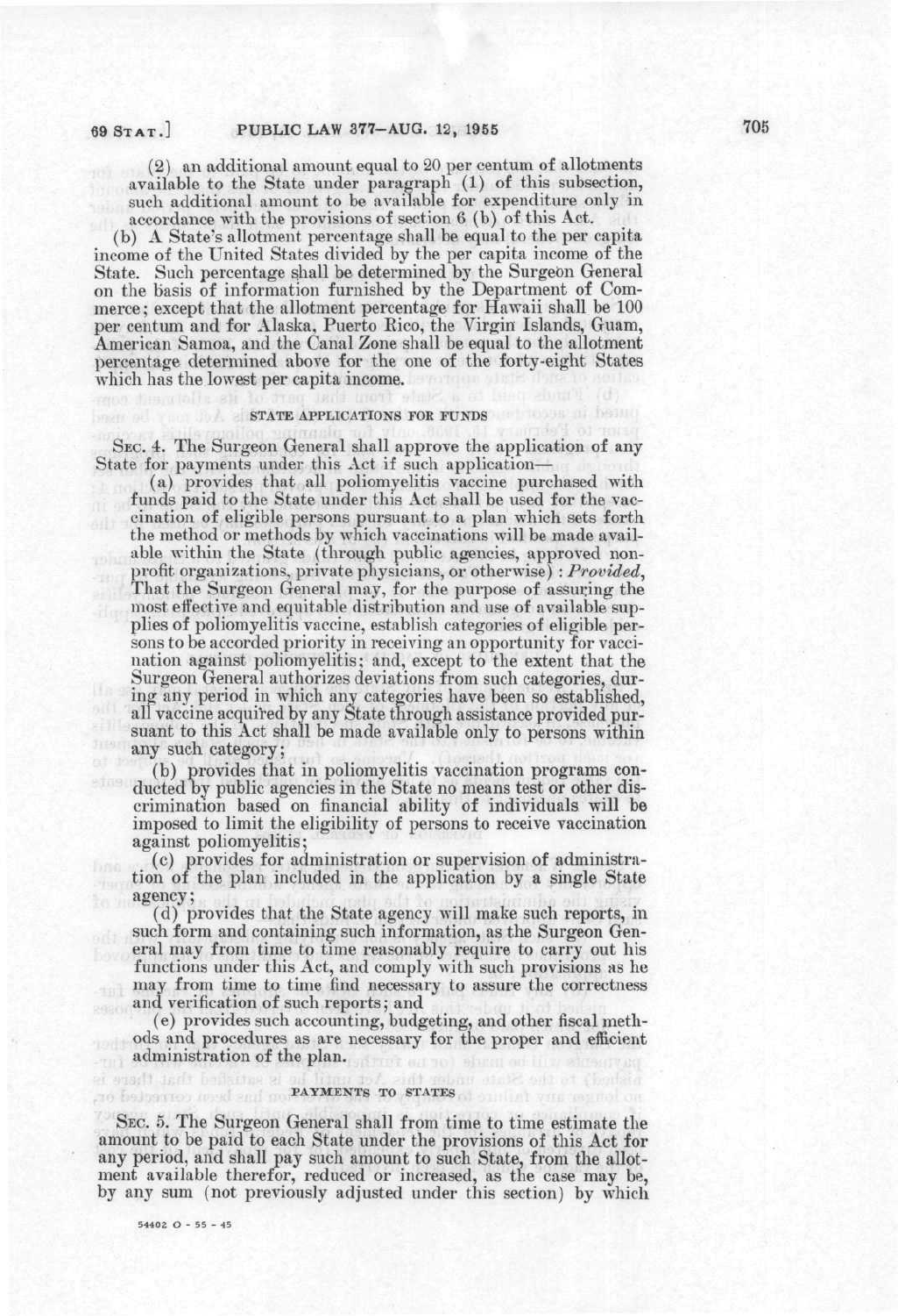(2) an additional amount equal to 20 per centum of allotments available to the State under paragraph (1) of this subsection, such additional amount to be available for expenditure only in accordance with the provisions of section 6 (b) of this Act.

(b) A State's allotment percentage shall be equal to the per capita income of the United States divided by the per capita income of the State. Such percentage shall be determined by the Surgeon General on the basis of information furnished by the Department of Commerce; except that the allotment percentage for Hawaii shall be 100 per centum and for Alaska, Puerto Rico, the Virgin Islands, Guam, American Samoa, and the Canal Zone shall be equal to the allotment percentage determined above for the one of the forty-eight States which has the lowest per capita income.

STATE APPLICATIONS FOR FUNDS

SEC. 4. The Surgeon General shall approve the application of any State for payments under this Act if such application—

(a) provides that all poliomyelitis vaccine purchased with funds paid to the State under this Act shall be used for the vaccination of eligible persons pursuant to a plan which sets forth the method or methods by which vaccinations will be made available within the State (through public agencies, approved non-profit organizations, private physicians, or otherwise): *Provided*, That the Surgeon General may, for the purpose of assuring the most effective and equitable distribution and use of available supplies of poliomyelitis vaccine, establish categories of eligible persons to be accorded priority in receiving an opportunity for vaccination against poliomyelitis; and, except to the extent that the Surgeon General authorizes deviations from such categories, during any period in which any categories have been so established, all vaccine acquired by any State through assistance provided pursuant to this Act shall be made available only to persons within any such category;

(b) provides that in poliomyelitis vaccination programs conducted by public agencies in the State no means test or other discrimination based on financial ability of individuals will be imposed to limit the eligibility of persons to receive vaccination against poliomyelitis;

(c) provides for administration or supervision of administration of the plan included in the application by a single State agency;

(d) provides that the State agency will make such reports, in such form and containing such information, as the Surgeon General may from time to time reasonably require to carry out his functions under this Act, and comply with such provisions as he may from time to time find necessary to assure the correctness and verification of such reports; and

(e) provides such accounting, budgeting, and other fiscal methods and procedures as are necessary for the proper and efficient administration of the plan.

PAYMENTS TO STATES

SEC. 5. The Surgeon General shall from time to time estimate the amount to be paid to each State under the provisions of this Act for any period, and shall pay such amount to such State, from the allotment available therefor, reduced or increased, as the case may be, by any sum (not previously adjusted under this section) by which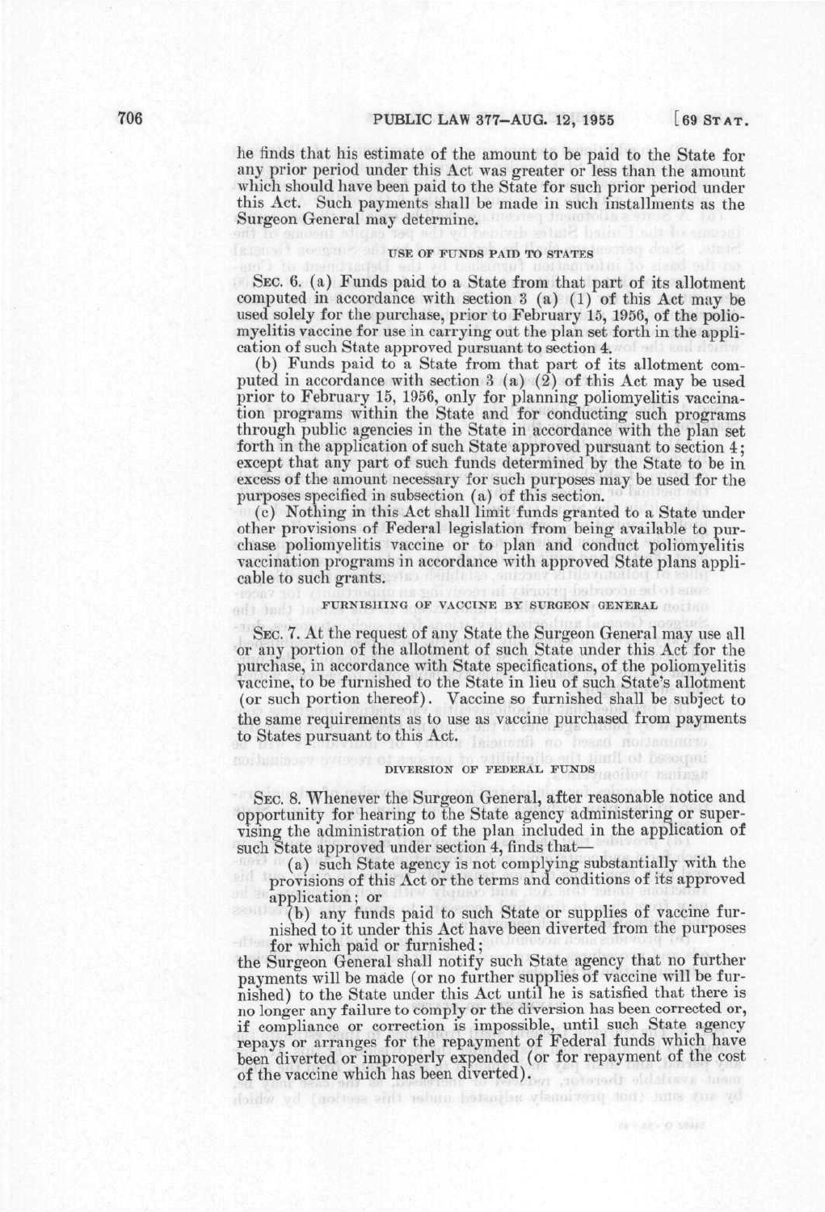he finds that his estimate of the amount to be paid to the State for any prior period under this Act was greater or less than the amount which should have been paid to the State for such prior period under this Act. Such payments shall be made in such installments as the Surgeon General may determine.

USE OF FUNDS PAID TO STATES

SEC. 6. (a) Funds paid to a State from that part of its allotment computed in accordance with section 3 (a) (1) of this Act may be used solely for the purchase, prior to February 15, 1956, of the poliomyelitis vaccine for use in carrying out the plan set forth in the application of such State approved pursuant to section 4.

(b) Funds paid to a State from that part of its allotment computed in accordance with section 3 (a) (2) of this Act may be used prior to February 15, 1956, only for planning poliomyelitis vaccination programs within the State and for conducting such programs through public agencies in the State in accordance with the plan set forth in the application of such State approved pursuant to section 4; except that any part of such funds determined by the State to be in excess of the amount necessary for such purposes may be used for the purposes specified in subsection (a) of this section.

(c) Nothing in this Act shall limit funds granted to a State under other provisions of Federal legislation from being available to purchase poliomyelitis vaccine or to plan and conduct poliomyelitis vaccination programs in accordance with approved State plans applicable to such grants.

FURNISHING OF VACCINE BY SURGEON GENERAL

SEC. 7. At the request of any State the Surgeon General may use all or any portion of the allotment of such State under this Act for the purchase, in accordance with State specifications, of the poliomyelitis vaccine, to be furnished to the State in lieu of such State's allotment (or such portion thereof). Vaccine so furnished shall be subject to the same requirements as to use as vaccine purchased from payments to States pursuant to this Act.

DIVERSION OF FEDERAL FUNDS

SEC. 8. Whenever the Surgeon General, after reasonable notice and opportunity for hearing to the State agency administering or supervising the administration of the plan included in the application of such State approved under section 4, finds that—

(a) such State agency is not complying substantially with the provisions of this Act or the terms and conditions of its approved application; or

(b) any funds paid to such State or supplies of vaccine furnished to it under this Act have been diverted from the purposes for which paid or furnished;

the Surgeon General shall notify such State agency that no further payments will be made (or no further supplies of vaccine will be furnished) to the State under this Act until he is satisfied that there is no longer any failure to comply or the diversion has been corrected or, if compliance or correction is impossible, until such State agency repays or arranges for the repayment of Federal funds which have been diverted or improperly expended (or for repayment of the cost of the vaccine which has been diverted).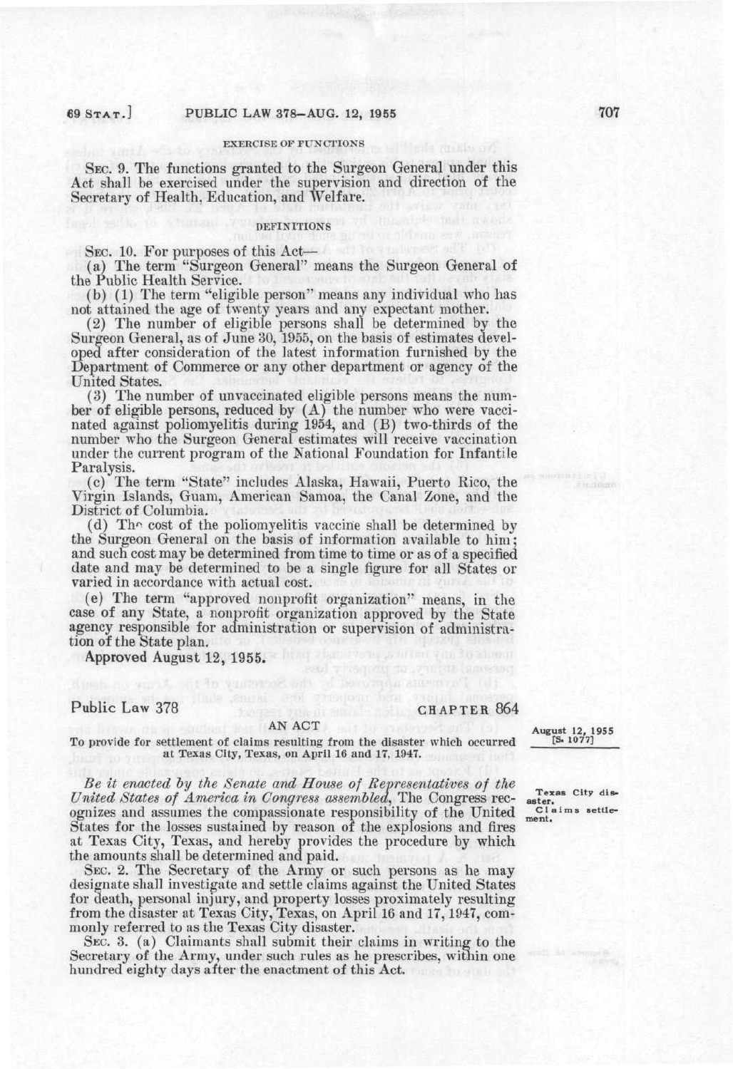EXERCISE OF FUNCTIONS

SEC. 9. The functions granted to the Surgeon General under this Act shall be exercised under the supervision and direction of the Secretary of Health, Education, and Welfare.

DEFINITIONS

SEC. 10. For purposes of this Act—

(a) The term "Surgeon General" means the Surgeon General of the Public Health Service.

(b) (1) The term "eligible person" means any individual who has not attained the age of twenty years and any expectant mother.

(2) The number of eligible persons shall be determined by the Surgeon General, as of June 30, 1955, on the basis of estimates developed after consideration of the latest information furnished by the Department of Commerce or any other department or agency of the United States.

(3) The number of unvaccinated eligible persons means the number of eligible persons, reduced by (A) the number who were vaccinated against poliomyelitis during 1954, and (B) two-thirds of the number who the Surgeon General estimates will receive vaccination under the current program of the National Foundation for Infantile Paralysis.

(c) The term "State" includes Alaska, Hawaii, Puerto Rico, the Virgin Islands, Guam, American Samoa, the Canal Zone, and the District of Columbia.

(d) The cost of the poliomyelitis vaccine shall be determined by the Surgeon General on the basis of information available to him; and such cost may be determined from time to time or as of a specified date and may be determined to be a single figure for all States or varied in accordance with actual cost.

(e) The term "approved nonprofit organization" means, in the case of any State, a nonprofit organization approved by the State agency responsible for administration or supervision of administration of the State plan.

Approved August 12, 1955.

Public Law 378

CHAPTER 864

AN ACT

To provide for settlement of claims resulting from the disaster which occurred at Texas City, Texas, on April 16 and 17, 1947.

August 12, 1955
[S. 1077]

Texas City disaster.
Claims settlement.

*Be it enacted by the Senate and House of Representatives of the United States of America in Congress assembled*, The Congress recognizes and assumes the compassionate responsibility of the United States for the losses sustained by reason of the explosions and fires at Texas City, Texas, and hereby provides the procedure by which the amounts shall be determined and paid.

SEC. 2. The Secretary of the Army or such persons as he may designate shall investigate and settle claims against the United States for death, personal injury, and property losses proximately resulting from the disaster at Texas City, Texas, on April 16 and 17, 1947, commonly referred to as the Texas City disaster.

SEC. 3. (a) Claimants shall submit their claims in writing to the Secretary of the Army, under such rules as he prescribes, within one hundred eighty days after the enactment of this Act.